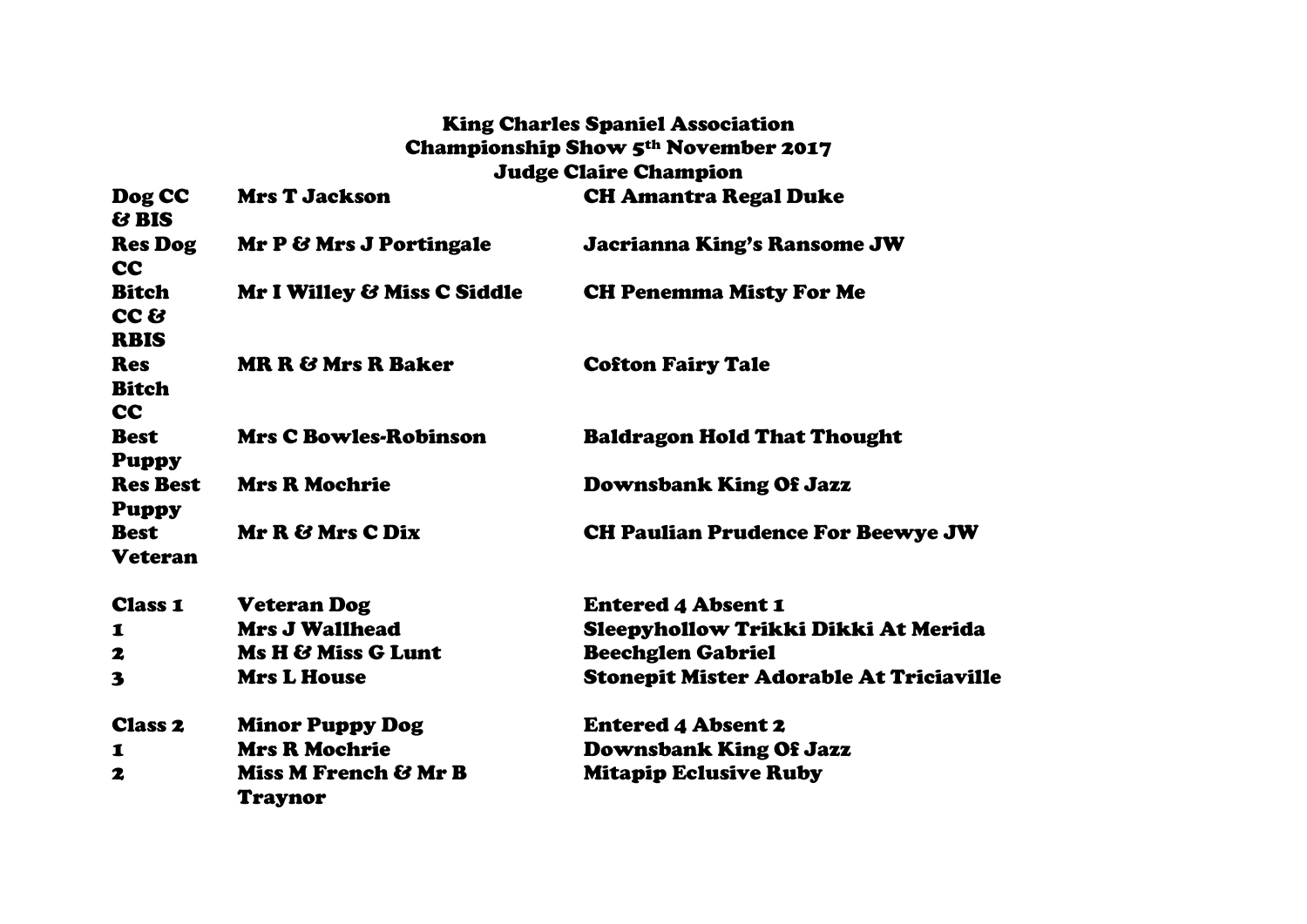# King Charles Spaniel Association
## Championship Show 5th November 2017
## Judge Claire Champion

| | | |
|---|---|---|
| **Dog CC & BIS** | **Mrs T Jackson** | **CH Amantra Regal Duke** |
| **Res Dog CC** | **Mr P & Mrs J Portingale** | **Jacrianna King's Ransome JW** |
| **Bitch CC & RBIS** | **Mr I Willey & Miss C Siddle** | **CH Penemma Misty For Me** |
| **Res Bitch CC** | **MR R & Mrs R Baker** | **Cofton Fairy Tale** |
| **Best Puppy** | **Mrs C Bowles-Robinson** | **Baldragon Hold That Thought** |
| **Res Best Puppy** | **Mrs R Mochrie** | **Downsbank King Of Jazz** |
| **Best Veteran** | **Mr R & Mrs C Dix** | **CH Paulian Prudence For Beewye JW** |

| | | |
|---|---|---|
| **Class 1** | **Veteran Dog** | **Entered 4 Absent 1** |
| **1** | **Mrs J Wallhead** | **Sleepyhollow Trikki Dikki At Merida** |
| **2** | **Ms H & Miss G Lunt** | **Beechglen Gabriel** |
| **3** | **Mrs L House** | **Stonepit Mister Adorable At Triciaville** |

| | | |
|---|---|---|
| **Class 2** | **Minor Puppy Dog** | **Entered 4 Absent 2** |
| **1** | **Mrs R Mochrie** | **Downsbank King Of Jazz** |
| **2** | **Miss M French & Mr B Traynor** | **Mitapip Eclusive Ruby** |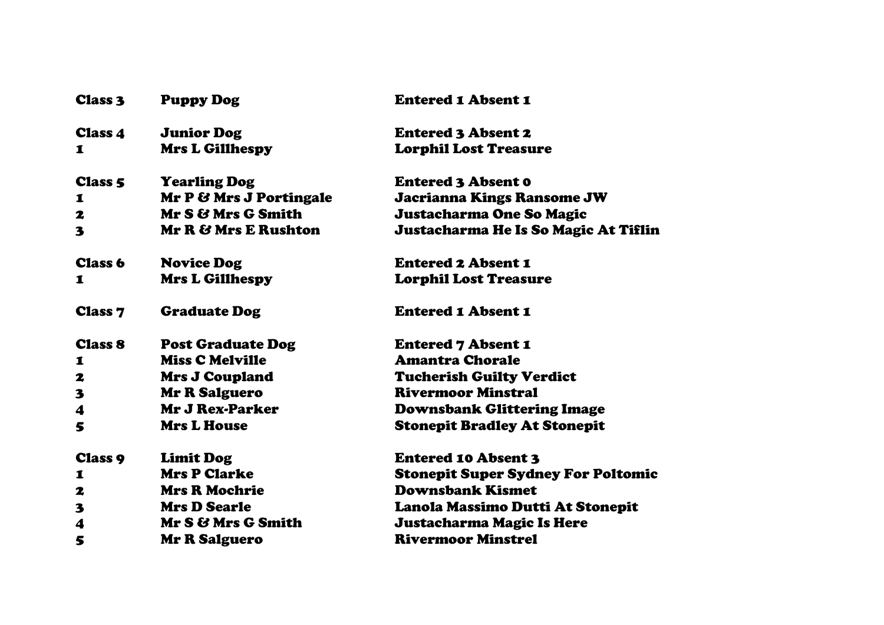| | | |
|---|---|---|
| **Class 3** | **Puppy Dog** | **Entered 1 Absent 1** |
| | | |
| **Class 4** | **Junior Dog** | **Entered 3 Absent 2** |
| **1** | **Mrs L Gillhespy** | **Lorphil Lost Treasure** |
| | | |
| **Class 5** | **Yearling Dog** | **Entered 3 Absent 0** |
| **1** | **Mr P & Mrs J Portingale** | **Jacrianna Kings Ransome JW** |
| **2** | **Mr S & Mrs G Smith** | **Justacharma One So Magic** |
| **3** | **Mr R & Mrs E Rushton** | **Justacharma He Is So Magic At Tiflin** |
| | | |
| **Class 6** | **Novice Dog** | **Entered 2 Absent 1** |
| **1** | **Mrs L Gillhespy** | **Lorphil Lost Treasure** |
| | | |
| **Class 7** | **Graduate Dog** | **Entered 1 Absent 1** |
| | | |
| **Class 8** | **Post Graduate Dog** | **Entered 7 Absent 1** |
| **1** | **Miss C Melville** | **Amantra Chorale** |
| **2** | **Mrs J Coupland** | **Tucherish Guilty Verdict** |
| **3** | **Mr R Salguero** | **Rivermoor Minstral** |
| **4** | **Mr J Rex-Parker** | **Downsbank Glittering Image** |
| **5** | **Mrs L House** | **Stonepit Bradley At Stonepit** |
| | | |
| **Class 9** | **Limit Dog** | **Entered 10 Absent 3** |
| **1** | **Mrs P Clarke** | **Stonepit Super Sydney For Poltomic** |
| **2** | **Mrs R Mochrie** | **Downsbank Kismet** |
| **3** | **Mrs D Searle** | **Lanola Massimo Dutti At Stonepit** |
| **4** | **Mr S & Mrs G Smith** | **Justacharma Magic Is Here** |
| **5** | **Mr R Salguero** | **Rivermoor Minstrel** |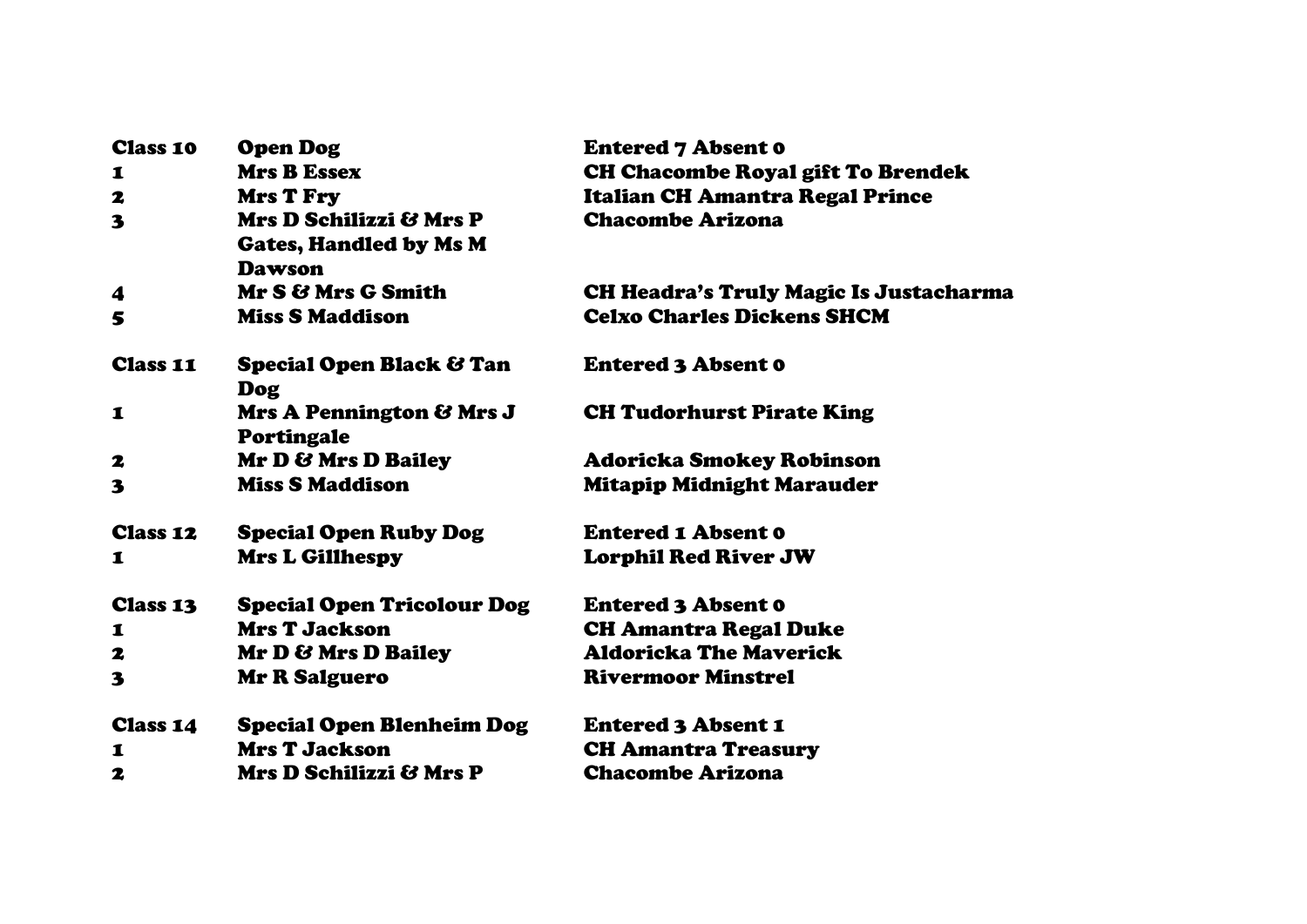| Class 10 | Open Dog | Entered 7 Absent 0 |
|---|---|---|
| 1 | Mrs B Essex | CH Chacombe Royal gift To Brendek |
| 2 | Mrs T Fry | Italian CH Amantra Regal Prince |
| 3 | Mrs D Schilizzi & Mrs P Gates, Handled by Ms M Dawson | Chacombe Arizona |
| 4 | Mr S & Mrs G Smith | CH Headra's Truly Magic Is Justacharma |
| 5 | Miss S Maddison | Celxo Charles Dickens SHCM |

| Class 11 | Special Open Black & Tan Dog | Entered 3 Absent 0 |
|---|---|---|
| 1 | Mrs A Pennington & Mrs J Portingale | CH Tudorhurst Pirate King |
| 2 | Mr D & Mrs D Bailey | Adoricka Smokey Robinson |
| 3 | Miss S Maddison | Mitapip Midnight Marauder |

| Class 12 | Special Open Ruby Dog | Entered 1 Absent 0 |
|---|---|---|
| 1 | Mrs L Gillhespy | Lorphil Red River JW |

| Class 13 | Special Open Tricolour Dog | Entered 3 Absent 0 |
|---|---|---|
| 1 | Mrs T Jackson | CH Amantra Regal Duke |
| 2 | Mr D & Mrs D Bailey | Aldoricka The Maverick |
| 3 | Mr R Salguero | Rivermoor Minstrel |

| Class 14 | Special Open Blenheim Dog | Entered 3 Absent 1 |
|---|---|---|
| 1 | Mrs T Jackson | CH Amantra Treasury |
| 2 | Mrs D Schilizzi & Mrs P | Chacombe Arizona |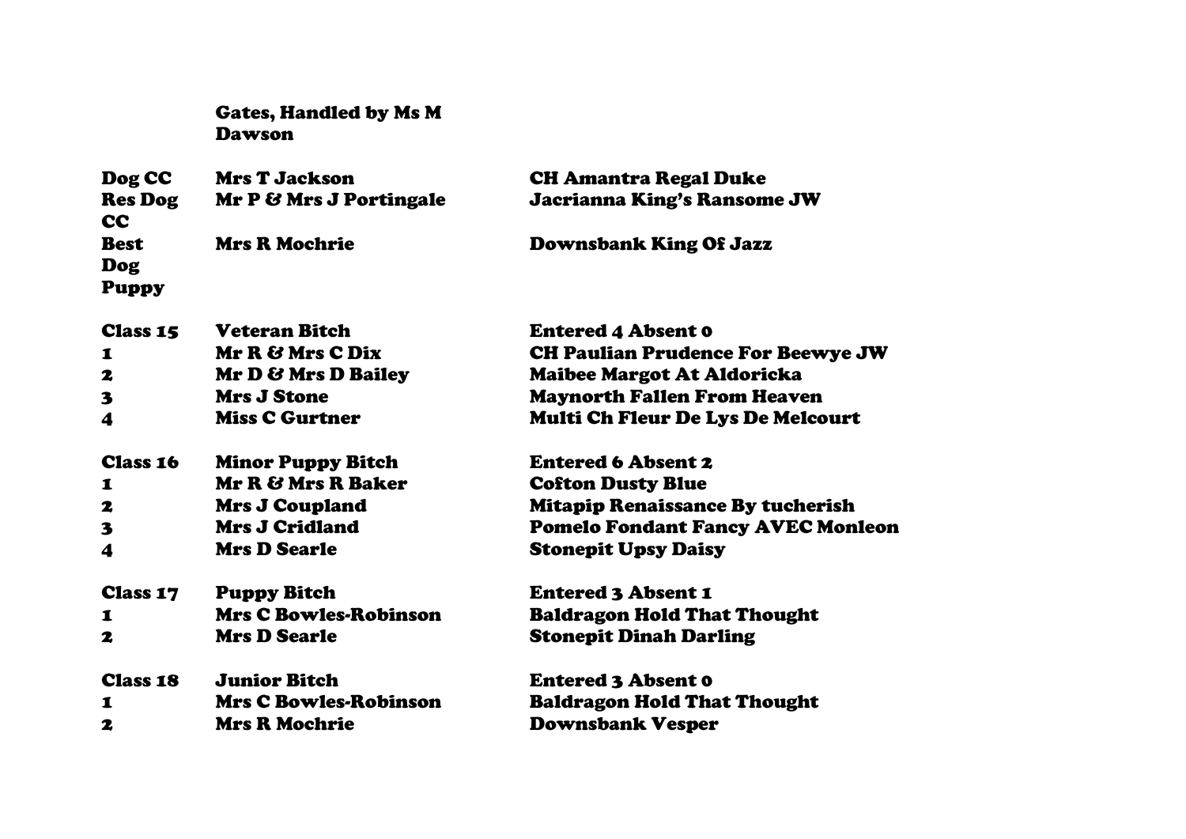| | | |
|---|---|---|
| | **Gates, Handled by Ms M Dawson** | |
| **Dog CC** | **Mrs T Jackson** | **CH Amantra Regal Duke** |
| **Res Dog CC** | **Mr P & Mrs J Portingale** | **Jacrianna King's Ransome JW** |
| **Best Dog Puppy** | **Mrs R Mochrie** | **Downsbank King Of Jazz** |
| | | |
| **Class 15** | **Veteran Bitch** | **Entered 4 Absent 0** |
| **1** | **Mr R & Mrs C Dix** | **CH Paulian Prudence For Beewye JW** |
| **2** | **Mr D & Mrs D Bailey** | **Maibee Margot At Aldoricka** |
| **3** | **Mrs J Stone** | **Maynorth Fallen From Heaven** |
| **4** | **Miss C Gurtner** | **Multi Ch Fleur De Lys De Melcourt** |
| | | |
| **Class 16** | **Minor Puppy Bitch** | **Entered 6 Absent 2** |
| **1** | **Mr R & Mrs R Baker** | **Cofton Dusty Blue** |
| **2** | **Mrs J Coupland** | **Mitapip Renaissance By tucherish** |
| **3** | **Mrs J Cridland** | **Pomelo Fondant Fancy AVEC Monleon** |
| **4** | **Mrs D Searle** | **Stonepit Upsy Daisy** |
| | | |
| **Class 17** | **Puppy Bitch** | **Entered 3 Absent 1** |
| **1** | **Mrs C Bowles-Robinson** | **Baldragon Hold That Thought** |
| **2** | **Mrs D Searle** | **Stonepit Dinah Darling** |
| | | |
| **Class 18** | **Junior Bitch** | **Entered 3 Absent 0** |
| **1** | **Mrs C Bowles-Robinson** | **Baldragon Hold That Thought** |
| **2** | **Mrs R Mochrie** | **Downsbank Vesper** |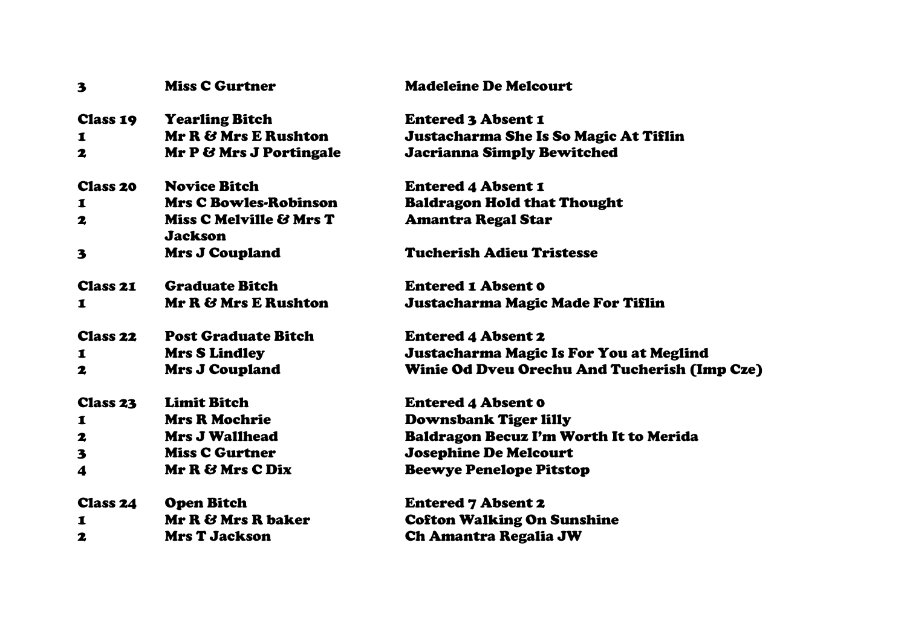| | | |
|---|---|---|
| 3 | Miss C Gurtner | Madeleine De Melcourt |
| | | |
| **Class 19** | **Yearling Bitch** | **Entered 3 Absent 1** |
| 1 | Mr R & Mrs E Rushton | Justacharma She Is So Magic At Tiflin |
| 2 | Mr P & Mrs J Portingale | Jacrianna Simply Bewitched |
| | | |
| **Class 20** | **Novice Bitch** | **Entered 4 Absent 1** |
| 1 | Mrs C Bowles-Robinson | Baldragon Hold that Thought |
| 2 | Miss C Melville & Mrs T Jackson | Amantra Regal Star |
| 3 | Mrs J Coupland | Tucherish Adieu Tristesse |
| | | |
| **Class 21** | **Graduate Bitch** | **Entered 1 Absent 0** |
| 1 | Mr R & Mrs E Rushton | Justacharma Magic Made For Tiflin |
| | | |
| **Class 22** | **Post Graduate Bitch** | **Entered 4 Absent 2** |
| 1 | Mrs S Lindley | Justacharma Magic Is For You at Meglind |
| 2 | Mrs J Coupland | Winie Od Dveu Orechu And Tucherish (Imp Cze) |
| | | |
| **Class 23** | **Limit Bitch** | **Entered 4 Absent 0** |
| 1 | Mrs R Mochrie | Downsbank Tiger lilly |
| 2 | Mrs J Wallhead | Baldragon Becuz I'm Worth It to Merida |
| 3 | Miss C Gurtner | Josephine De Melcourt |
| 4 | Mr R & Mrs C Dix | Beewye Penelope Pitstop |
| | | |
| **Class 24** | **Open Bitch** | **Entered 7 Absent 2** |
| 1 | Mr R & Mrs R baker | Cofton Walking On Sunshine |
| 2 | Mrs T Jackson | Ch Amantra Regalia JW |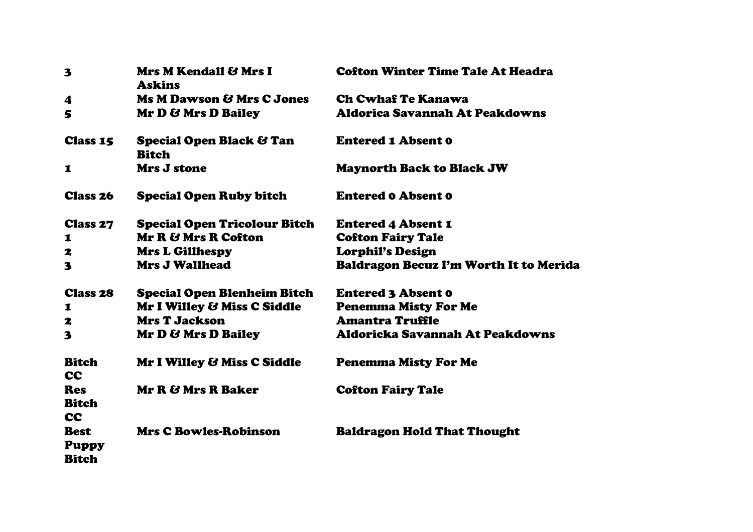| | | |
|---|---|---|
| **3** | **Mrs M Kendall & Mrs I Askins** | **Cofton Winter Time Tale At Headra** |
| **4** | **Ms M Dawson & Mrs C Jones** | **Ch Cwhaf Te Kanawa** |
| **5** | **Mr D & Mrs D Bailey** | **Aldorica Savannah At Peakdowns** |
| | | |
| **Class 15** | **Special Open Black & Tan Bitch** | **Entered 1 Absent 0** |
| **1** | **Mrs J stone** | **Maynorth Back to Black JW** |
| | | |
| **Class 26** | **Special Open Ruby bitch** | **Entered 0 Absent 0** |
| | | |
| **Class 27** | **Special Open Tricolour Bitch** | **Entered 4 Absent 1** |
| **1** | **Mr R & Mrs R Cofton** | **Cofton Fairy Tale** |
| **2** | **Mrs L Gillhespy** | **Lorphil's Design** |
| **3** | **Mrs J Wallhead** | **Baldragon Becuz I'm Worth It to Merida** |
| | | |
| **Class 28** | **Special Open Blenheim Bitch** | **Entered 3 Absent 0** |
| **1** | **Mr I Willey & Miss C Siddle** | **Penemma Misty For Me** |
| **2** | **Mrs T Jackson** | **Amantra Truffle** |
| **3** | **Mr D & Mrs D Bailey** | **Aldoricka Savannah At Peakdowns** |
| | | |
| **Bitch CC** | **Mr I Willey & Miss C Siddle** | **Penemma Misty For Me** |
| **Res Bitch CC** | **Mr R & Mrs R Baker** | **Cofton Fairy Tale** |
| **Best Puppy Bitch** | **Mrs C Bowles-Robinson** | **Baldragon Hold That Thought** |